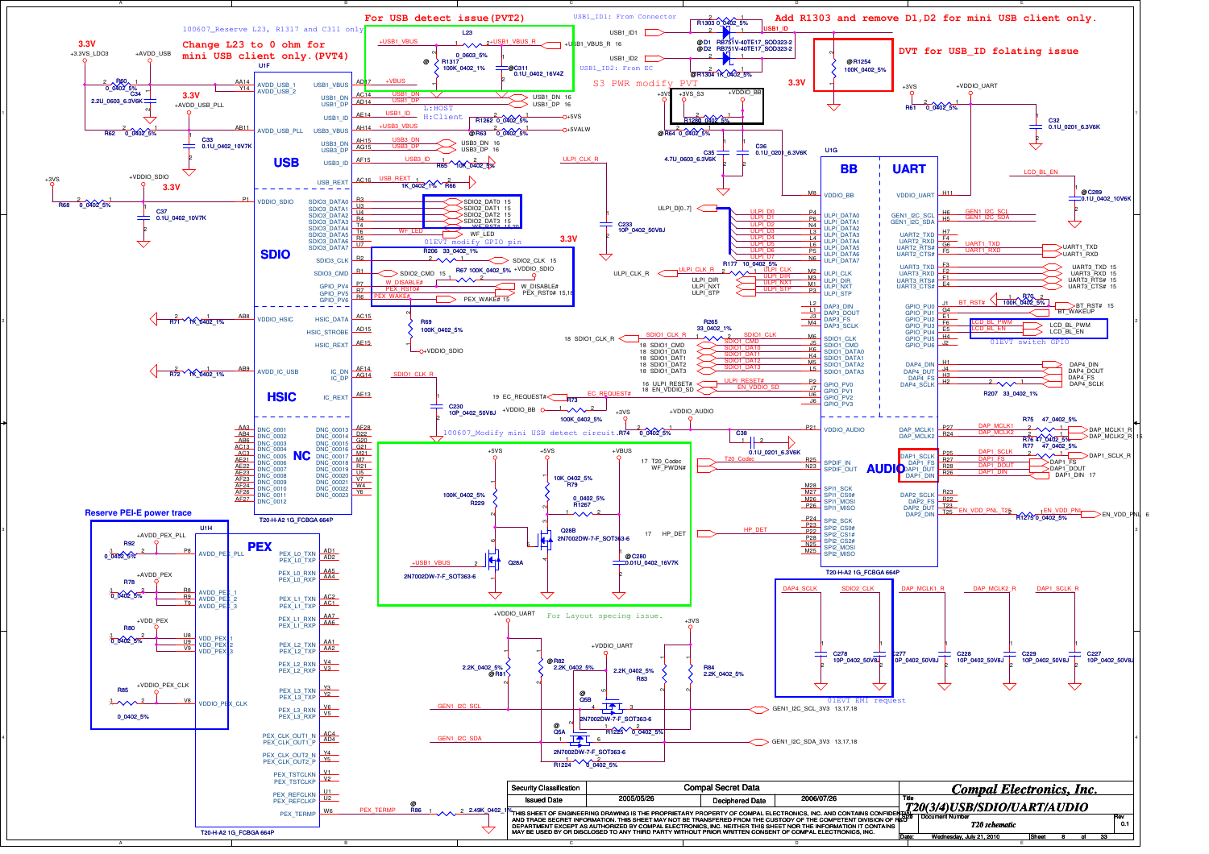**For USB detect issue(PVT2)**

**Add R1303 and remove D1,D2 for mini USB client only.**

**DVT for USB_ID folating issue**

100607_Reserve L23, R1317 and C311 only

**Change L23 to 0 ohm for mini USB client only.(PVT4)**

USB1_ID1: From Connector

USB1_ID2: From EC

S3 PWR modify_PVT

L:HOST
H:Client

01EVT modify GPIO pin

100607_Modify mini USB detect circuit.

01EVT switch GPIO

**Reserve PEI-E power trace**

For Layout spacing issue.

01EVT EMI request

## USB

- AVDD_USB_1, AVDD_USB_2, AVDD_USB_PLL
- USB1_VBUS, USB1_DN, USB1_DP, USB1_ID
- USB3_VBUS, USB3_DN, USB3_DP, USB3_ID
- USB_REXT

## SDIO

- VDDIO_SDIO
- SDIO3_DATA0 – SDIO3_DATA7
- SDIO3_CLK, SDIO3_CMD
- GPIO_PV4, GPIO_PV5, GPIO_PV6

## HSIC

- VDDIO_HSIC, HSIC_DATA, HSIC_STROBE, HSIC_REXT
- AVDD_IC_USB, IC_DN, IC_DP, IC_REXT

## NC

- DNC_0001 – DNC_0023

## PEX

- AVDD_PEX_PLL, AVDD_PEX_1, AVDD_PEX_2, AVDD_PEX_3
- VDD_PEX_1, VDD_PEX_2, VDD_PEX_3, VDDIO_PEX_CLK
- PEX_L0_TXN/TXP, PEX_L0_RXN/RXP … PEX_L3_TXN/TXP, PEX_L3_RXN/RXP
- PEX_CLK_OUT1_N/P, PEX_CLK_OUT2_N/P, PEX_TSTCLKN/P, PEX_REFCLKN/P, PEX_TERMP

## BB / UART

- VDDIO_BB, VDDIO_UART
- ULPI_DATA0 – ULPI_DATA7, ULPI_CLK, ULPI_DIR, ULPI_NXT, ULPI_STP
- DAP3_DIN, DAP3_DOUT, DAP3_FS, DAP3_SCLK
- SDIO1_CLK, SDIO1_CMD, SDIO1_DATA0 – SDIO1_DATA3
- GPIO_PV0 – GPIO_PV3
- GEN1_I2C_SCL, GEN1_I2C_SDA
- UART2_TXD, UART2_RXD, UART2_RTS#, UART2_CTS#
- UART3_TXD, UART3_RXD, UART3_RTS#, UART3_CTS#
- GPIO_PU0 – GPIO_PU6
- DAP4_DIN, DAP4_DOUT, DAP4_FS, DAP4_SCLK

## AUDIO

- VDDIO_AUDIO
- DAP_MCLK1, DAP_MCLK2
- DAP1_SCLK, DAP1_FS, DAP1_DOUT, DAP1_DIN
- SPDIF_IN, SPDIF_OUT
- SPI1_SCK, SPI1_CS0#, SPI1_MOSI, SPI1_MISO
- SPI2_SCK, SPI2_CS0#, SPI2_CS1#, SPI2_CS2#, SPI2_MOSI, SPI2_MISO
- DAP2_SCLK, DAP2_FS, DAP2_DOUT, DAP2_DIN

U1F / U1G / U1H: T20-H-A2 1G_FCBGA 664P

| Security Classification | Compal Secret Data | | |
|---|---|---|---|
| Issued Date | 2005/05/26 | Deciphered Date | 2006/07/26 |

THIS SHEET OF ENGINEERING DRAWING IS THE PROPRIETARY PROPERTY OF COMPAL ELECTRONICS, INC. AND CONTAINS CONFIDENTIAL AND TRADE SECRET INFORMATION. THIS SHEET MAY NOT BE TRANSFERED FROM THE CUSTODY OF THE COMPETENT DIVISION OF R&D DEPARTMENT EXCEPT AS AUTHORIZED BY COMPAL ELECTRONICS, INC. NEITHER THIS SHEET NOR THE INFORMATION IT CONTAINS MAY BE USED BY OR DISCLOSED TO ANY THIRD PARTY WITHOUT PRIOR WRITTEN CONSENT OF COMPAL ELECTRONICS, INC.

**Compal Electronics, Inc.**

| Title | T20(3/4)USB/SDIO/UART/AUDIO | | |
|---|---|---|---|
| Document Number | T20 schematic | Rev | 0.1 |
| Date: | Wednesday, July 21, 2010 | Sheet 8 | of 33 |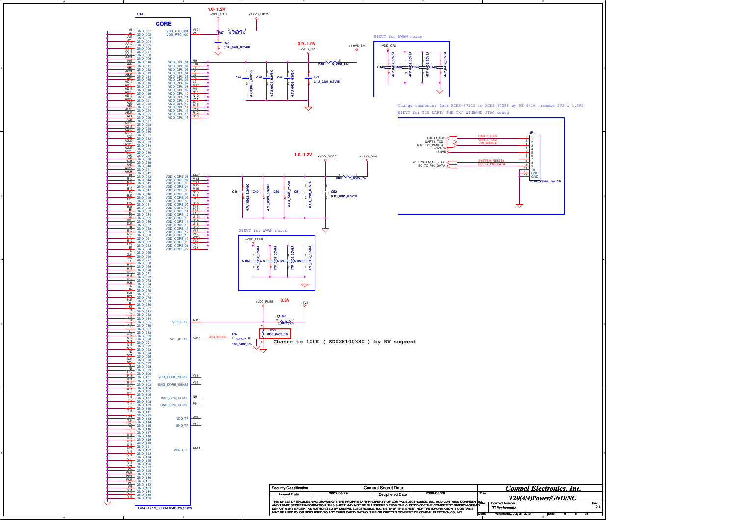U1A

## CORE

GND_001 … GND_136

VDD_RTC_001 V12
VDD_RTC_002 V13

1.0~1.2V
+VDD_RTC
+1.2VS_LDO2
R87 0_0402_5%
C43 0.1U_0201_6.3V6K

0.9~1.0V
+VDD_CPU
+1.0VS_SM1
R88 0_0805_5%

VDD_CPU_01 … VDD_CPU_17 (H9, J10, J11, J8, J9, K9, L9, M11, M9, N11, N12, P11, P12, P13, P14, R12, R13)

C44 4.7U_0603_6.3V6K
C45 4.7U_0603_6.3V6K
C46 4.7U_0603_6.3V6K
C47 0.1U_0201_6.3V6K

01EVT for WWAN noise
+VDD_CPU
C148, C108, C147, C149 47P_0402_50V8J

Change connector form ACES-87213 to ACES_87036 by ME 4/16 ,remove 5VS & 1.8VS

01EVT for T20 UART/ ENE TX/ WINBOND JTAG debug

JP1
UART1_RXD
UART1_TXD
6,19 T20_WAKE#
+3VALW
+1.8VS
28 SYSTEM_RESET#
EC_TX_P80_DATA
GND
ACES_87036-1001-CP

1.0~1.2V
+VDD_CORE
+1.2VS_SM0
R89 0_0805_5%

VDD_CORE_01 … VDD_CORE_22 (AA20, M13, M14, M15, M16, N15, P15, P16, R16, T13, T15, T16, U13, U14, U16, U17, V17, V18, W20, Y19, Y20, Y21)

C48 4.7U_0603_6.3V6K
C49 4.7U_0603_6.3V6K
C50 0.1U_0402_25V6K
C51 0.1U_0201_6.3V6K
C52 0.1U_0201_6.3V6K

01EVT for WWAN noise
+VDD_CORE
C102, C101, C103, C107 47P_0402_50V8J

3.3V
+VDD_FUSE
+3VS
@R93 0_0402_5%
C53 100K_0402_5%

VPP_FUSE AB15
VPP_KFUSE AB14 VDD_KFUSE
R94 10K_0402_5%

Change to 100K ( SD028100380 ) by NV suggest

VDD_CORE_SENSE Y18
GND_CORE_SENSE Y17
VDD_CPU_SENSE N9
GND_CPU_SENSE P9
VDD_TP W9
GND_TP Y10
VGND_TP AA11

T20-H-A2 1G_FCBGA 664PT20_23X23

| Security Classification | Compal Secret Data | | Compal Electronics, Inc. |
|---|---|---|---|
| Issued Date | 2007/05/29 | Deciphered Date 2008/05/29 | Title: T20(4/4)Power/GND/NC |

THIS SHEET OF ENGINEERING DRAWING IS THE PROPRIETARY PROPERTY OF COMPAL ELECTRONICS, INC. AND CONTAINS CONFIDENTIAL AND TRADE SECRET INFORMATION. THIS SHEET MAY NOT BE TRANSFERED FROM THE CUSTODY OF THE COMPETENT DIVISION OF R&D DEPARTMENT EXCEPT AS AUTHORIZED BY COMPAL ELECTRONICS, INC. NEITHER THIS SHEET NOR THE INFORMATION IT CONTAINS MAY BE USED BY OR DISCLOSED TO ANY THIRD PARTY WITHOUT PRIOR WRITTEN CONSENT OF COMPAL ELECTRONICS, INC.

Document Number: T20 schematic
Rev 0.1
Date: Wednesday, July 21, 2010 Sheet 9 of 33